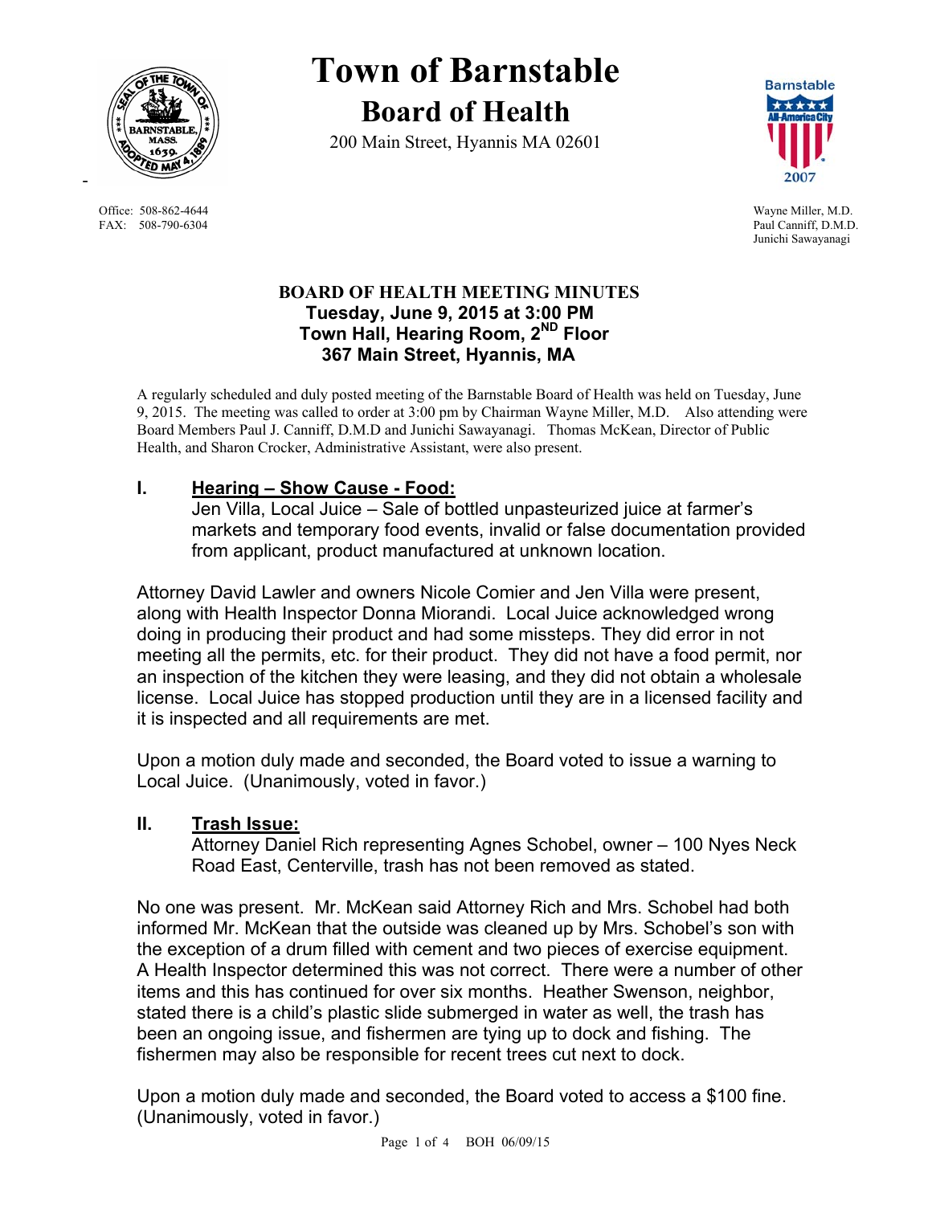# Town of Barnstable

## Board of Health

200 Main Street, Hyannis MA 02601

Office: 508-862-4644
FAX: 508-790-6304

Wayne Miller, M.D.
Paul Canniff, D.M.D.
Junichi Sawayanagi

### BOARD OF HEALTH MEETING MINUTES
**Tuesday, June 9, 2015 at 3:00 PM**
**Town Hall, Hearing Room, 2ND Floor**
**367 Main Street, Hyannis, MA**

A regularly scheduled and duly posted meeting of the Barnstable Board of Health was held on Tuesday, June 9, 2015. The meeting was called to order at 3:00 pm by Chairman Wayne Miller, M.D. Also attending were Board Members Paul J. Canniff, D.M.D and Junichi Sawayanagi. Thomas McKean, Director of Public Health, and Sharon Crocker, Administrative Assistant, were also present.

## I. Hearing – Show Cause - Food:

Jen Villa, Local Juice – Sale of bottled unpasteurized juice at farmer's markets and temporary food events, invalid or false documentation provided from applicant, product manufactured at unknown location.

Attorney David Lawler and owners Nicole Comier and Jen Villa were present, along with Health Inspector Donna Miorandi. Local Juice acknowledged wrong doing in producing their product and had some missteps. They did error in not meeting all the permits, etc. for their product. They did not have a food permit, nor an inspection of the kitchen they were leasing, and they did not obtain a wholesale license. Local Juice has stopped production until they are in a licensed facility and it is inspected and all requirements are met.

Upon a motion duly made and seconded, the Board voted to issue a warning to Local Juice. (Unanimously, voted in favor.)

## II. Trash Issue:

Attorney Daniel Rich representing Agnes Schobel, owner – 100 Nyes Neck Road East, Centerville, trash has not been removed as stated.

No one was present. Mr. McKean said Attorney Rich and Mrs. Schobel had both informed Mr. McKean that the outside was cleaned up by Mrs. Schobel's son with the exception of a drum filled with cement and two pieces of exercise equipment. A Health Inspector determined this was not correct. There were a number of other items and this has continued for over six months. Heather Swenson, neighbor, stated there is a child's plastic slide submerged in water as well, the trash has been an ongoing issue, and fishermen are tying up to dock and fishing. The fishermen may also be responsible for recent trees cut next to dock.

Upon a motion duly made and seconded, the Board voted to access a $100 fine. (Unanimously, voted in favor.)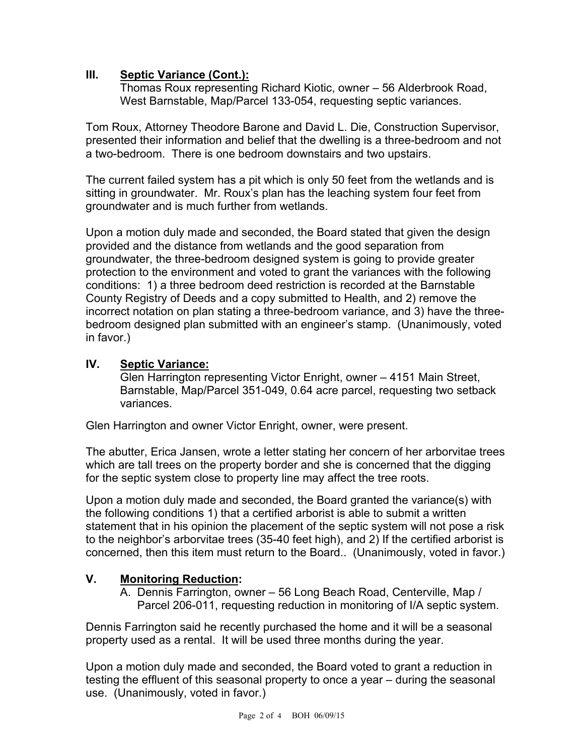## III. Septic Variance (Cont.):

Thomas Roux representing Richard Kiotic, owner – 56 Alderbrook Road, West Barnstable, Map/Parcel 133-054, requesting septic variances.

Tom Roux, Attorney Theodore Barone and David L. Die, Construction Supervisor, presented their information and belief that the dwelling is a three-bedroom and not a two-bedroom. There is one bedroom downstairs and two upstairs.

The current failed system has a pit which is only 50 feet from the wetlands and is sitting in groundwater. Mr. Roux's plan has the leaching system four feet from groundwater and is much further from wetlands.

Upon a motion duly made and seconded, the Board stated that given the design provided and the distance from wetlands and the good separation from groundwater, the three-bedroom designed system is going to provide greater protection to the environment and voted to grant the variances with the following conditions: 1) a three bedroom deed restriction is recorded at the Barnstable County Registry of Deeds and a copy submitted to Health, and 2) remove the incorrect notation on plan stating a three-bedroom variance, and 3) have the three-bedroom designed plan submitted with an engineer's stamp. (Unanimously, voted in favor.)

## IV. Septic Variance:

Glen Harrington representing Victor Enright, owner – 4151 Main Street, Barnstable, Map/Parcel 351-049, 0.64 acre parcel, requesting two setback variances.

Glen Harrington and owner Victor Enright, owner, were present.

The abutter, Erica Jansen, wrote a letter stating her concern of her arborvitae trees which are tall trees on the property border and she is concerned that the digging for the septic system close to property line may affect the tree roots.

Upon a motion duly made and seconded, the Board granted the variance(s) with the following conditions 1) that a certified arborist is able to submit a written statement that in his opinion the placement of the septic system will not pose a risk to the neighbor's arborvitae trees (35-40 feet high), and 2) If the certified arborist is concerned, then this item must return to the Board.. (Unanimously, voted in favor.)

## V. Monitoring Reduction:

A. Dennis Farrington, owner – 56 Long Beach Road, Centerville, Map / Parcel 206-011, requesting reduction in monitoring of I/A septic system.

Dennis Farrington said he recently purchased the home and it will be a seasonal property used as a rental. It will be used three months during the year.

Upon a motion duly made and seconded, the Board voted to grant a reduction in testing the effluent of this seasonal property to once a year – during the seasonal use. (Unanimously, voted in favor.)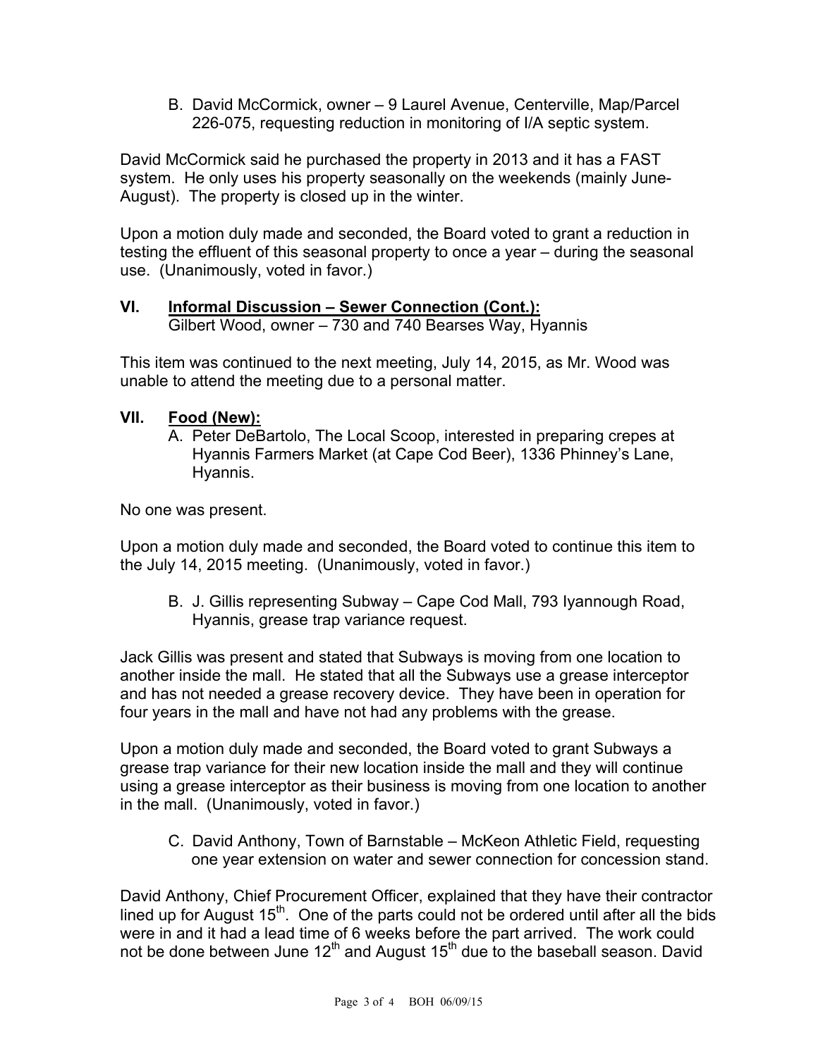B. David McCormick, owner – 9 Laurel Avenue, Centerville, Map/Parcel 226-075, requesting reduction in monitoring of I/A septic system.

David McCormick said he purchased the property in 2013 and it has a FAST system. He only uses his property seasonally on the weekends (mainly June-August). The property is closed up in the winter.

Upon a motion duly made and seconded, the Board voted to grant a reduction in testing the effluent of this seasonal property to once a year – during the seasonal use. (Unanimously, voted in favor.)

## VI. Informal Discussion – Sewer Connection (Cont.):

Gilbert Wood, owner – 730 and 740 Bearses Way, Hyannis

This item was continued to the next meeting, July 14, 2015, as Mr. Wood was unable to attend the meeting due to a personal matter.

## VII. Food (New):

A. Peter DeBartolo, The Local Scoop, interested in preparing crepes at Hyannis Farmers Market (at Cape Cod Beer), 1336 Phinney's Lane, Hyannis.

No one was present.

Upon a motion duly made and seconded, the Board voted to continue this item to the July 14, 2015 meeting. (Unanimously, voted in favor.)

B. J. Gillis representing Subway – Cape Cod Mall, 793 Iyannough Road, Hyannis, grease trap variance request.

Jack Gillis was present and stated that Subways is moving from one location to another inside the mall. He stated that all the Subways use a grease interceptor and has not needed a grease recovery device. They have been in operation for four years in the mall and have not had any problems with the grease.

Upon a motion duly made and seconded, the Board voted to grant Subways a grease trap variance for their new location inside the mall and they will continue using a grease interceptor as their business is moving from one location to another in the mall. (Unanimously, voted in favor.)

C. David Anthony, Town of Barnstable – McKeon Athletic Field, requesting one year extension on water and sewer connection for concession stand.

David Anthony, Chief Procurement Officer, explained that they have their contractor lined up for August 15th. One of the parts could not be ordered until after all the bids were in and it had a lead time of 6 weeks before the part arrived. The work could not be done between June 12th and August 15th due to the baseball season. David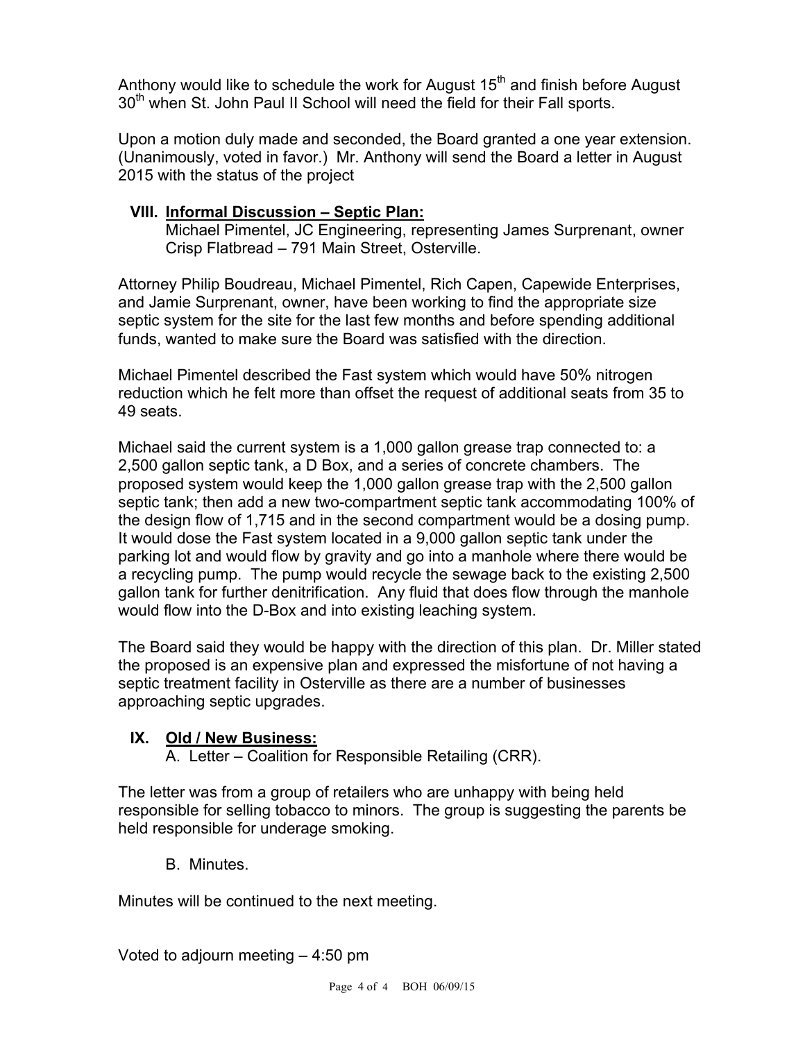Anthony would like to schedule the work for August 15th and finish before August 30th when St. John Paul II School will need the field for their Fall sports.

Upon a motion duly made and seconded, the Board granted a one year extension. (Unanimously, voted in favor.) Mr. Anthony will send the Board a letter in August 2015 with the status of the project

## VIII. Informal Discussion – Septic Plan:

Michael Pimentel, JC Engineering, representing James Surprenant, owner Crisp Flatbread – 791 Main Street, Osterville.

Attorney Philip Boudreau, Michael Pimentel, Rich Capen, Capewide Enterprises, and Jamie Surprenant, owner, have been working to find the appropriate size septic system for the site for the last few months and before spending additional funds, wanted to make sure the Board was satisfied with the direction.

Michael Pimentel described the Fast system which would have 50% nitrogen reduction which he felt more than offset the request of additional seats from 35 to 49 seats.

Michael said the current system is a 1,000 gallon grease trap connected to: a 2,500 gallon septic tank, a D Box, and a series of concrete chambers. The proposed system would keep the 1,000 gallon grease trap with the 2,500 gallon septic tank; then add a new two-compartment septic tank accommodating 100% of the design flow of 1,715 and in the second compartment would be a dosing pump. It would dose the Fast system located in a 9,000 gallon septic tank under the parking lot and would flow by gravity and go into a manhole where there would be a recycling pump. The pump would recycle the sewage back to the existing 2,500 gallon tank for further denitrification. Any fluid that does flow through the manhole would flow into the D-Box and into existing leaching system.

The Board said they would be happy with the direction of this plan. Dr. Miller stated the proposed is an expensive plan and expressed the misfortune of not having a septic treatment facility in Osterville as there are a number of businesses approaching septic upgrades.

## IX. Old / New Business:

A. Letter – Coalition for Responsible Retailing (CRR).

The letter was from a group of retailers who are unhappy with being held responsible for selling tobacco to minors. The group is suggesting the parents be held responsible for underage smoking.

B. Minutes.

Minutes will be continued to the next meeting.

Voted to adjourn meeting – 4:50 pm